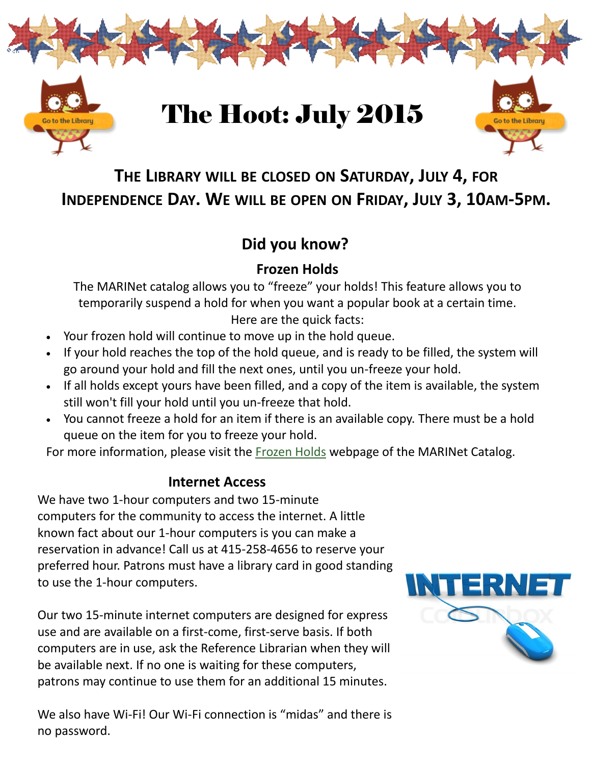# The Hoot: July 2015

**THE LIBRARY WILL BE CLOSED ON SATURDAY, JULY 4, FOR INDEPENDENCE DAY. WE WILL BE OPEN ON FRIDAY, JULY 3, 10AM-5PM.**

## Did you know?

### Frozen Holds

The MARINet catalog allows you to "freeze" your holds! This feature allows you to temporarily suspend a hold for when you want a popular book at a certain time. Here are the quick facts:

- Your frozen hold will continue to move up in the hold queue.
- If your hold reaches the top of the hold queue, and is ready to be filled, the system will go around your hold and fill the next ones, until you un-freeze your hold.
- If all holds except yours have been filled, and a copy of the item is available, the system still won't fill your hold until you un-freeze that hold.
- You cannot freeze a hold for an item if there is an available copy. There must be a hold queue on the item for you to freeze your hold.

For more information, please visit the Frozen Holds webpage of the MARINet Catalog.

### Internet Access

We have two 1-hour computers and two 15-minute computers for the community to access the internet. A little known fact about our 1-hour computers is you can make a reservation in advance! Call us at 415-258-4656 to reserve your preferred hour. Patrons must have a library card in good standing to use the 1-hour computers.

Our two 15-minute internet computers are designed for express use and are available on a first-come, first-serve basis. If both computers are in use, ask the Reference Librarian when they will be available next. If no one is waiting for these computers, patrons may continue to use them for an additional 15 minutes.

We also have Wi-Fi! Our Wi-Fi connection is "midas" and there is no password.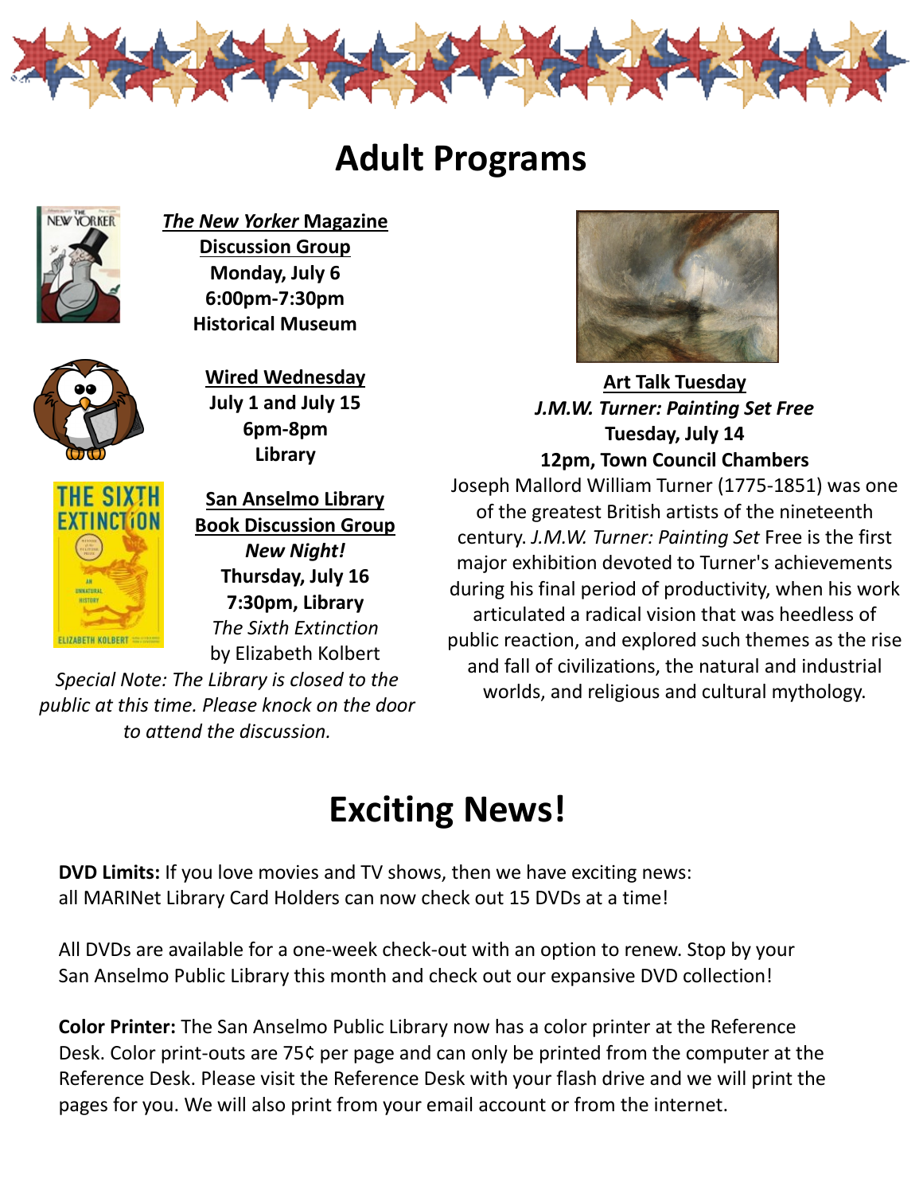# Adult Programs

***The New Yorker* Magazine Discussion Group**
**Monday, July 6**
**6:00pm-7:30pm**
**Historical Museum**

**Wired Wednesday**
**July 1 and July 15**
**6pm-8pm**
**Library**

**San Anselmo Library Book Discussion Group**
***New Night!***
**Thursday, July 16**
**7:30pm, Library**
*The Sixth Extinction*
by Elizabeth Kolbert

*Special Note: The Library is closed to the public at this time. Please knock on the door to attend the discussion.*

**Art Talk Tuesday**
***J.M.W. Turner: Painting Set Free***
**Tuesday, July 14**
**12pm, Town Council Chambers**

Joseph Mallord William Turner (1775-1851) was one of the greatest British artists of the nineteenth century. *J.M.W. Turner: Painting Set* Free is the first major exhibition devoted to Turner's achievements during his final period of productivity, when his work articulated a radical vision that was heedless of public reaction, and explored such themes as the rise and fall of civilizations, the natural and industrial worlds, and religious and cultural mythology.

# Exciting News!

**DVD Limits:** If you love movies and TV shows, then we have exciting news: all MARINet Library Card Holders can now check out 15 DVDs at a time!

All DVDs are available for a one-week check-out with an option to renew. Stop by your San Anselmo Public Library this month and check out our expansive DVD collection!

**Color Printer:** The San Anselmo Public Library now has a color printer at the Reference Desk. Color print-outs are 75¢ per page and can only be printed from the computer at the Reference Desk. Please visit the Reference Desk with your flash drive and we will print the pages for you. We will also print from your email account or from the internet.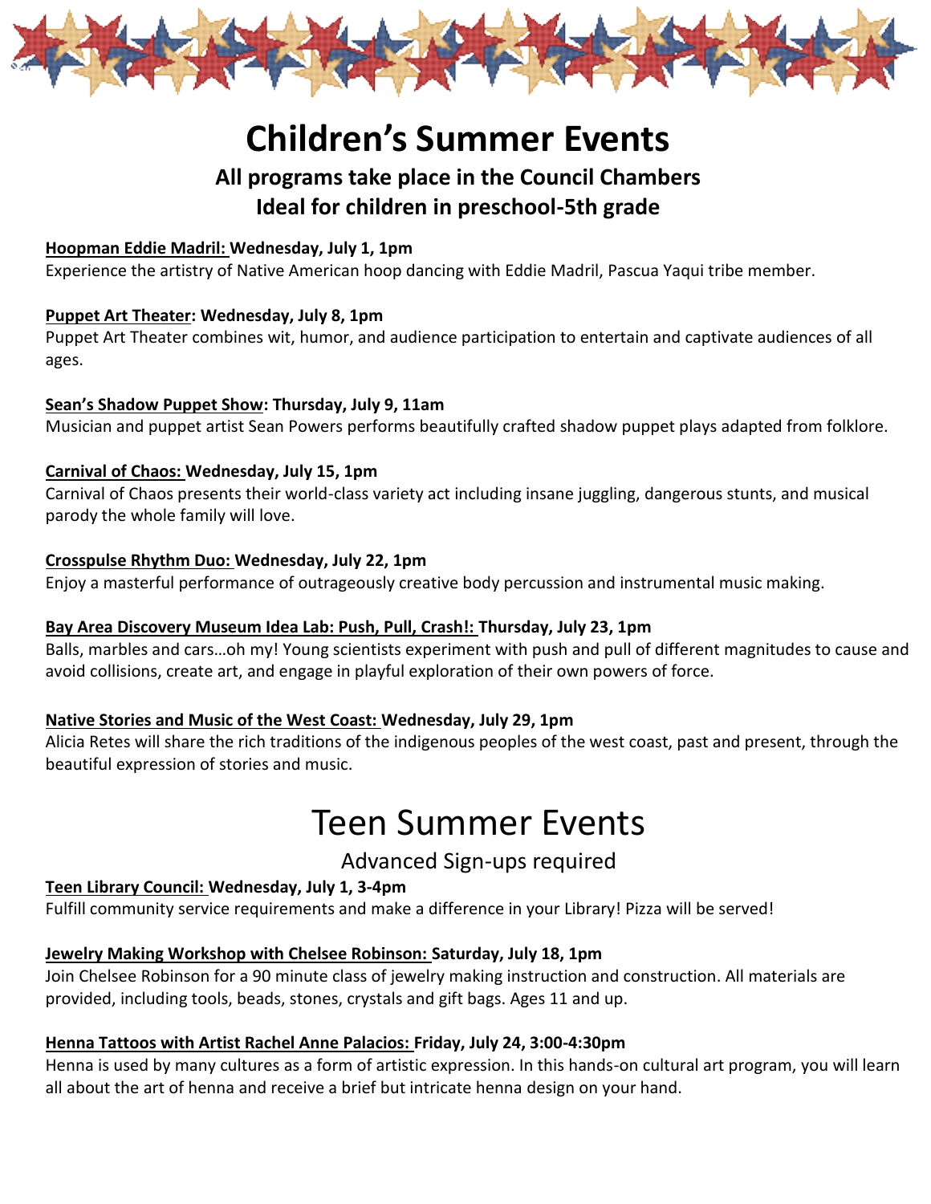# Children's Summer Events

### All programs take place in the Council Chambers
### Ideal for children in preschool-5th grade

**Hoopman Eddie Madril: Wednesday, July 1, 1pm**
Experience the artistry of Native American hoop dancing with Eddie Madril, Pascua Yaqui tribe member.

**Puppet Art Theater: Wednesday, July 8, 1pm**
Puppet Art Theater combines wit, humor, and audience participation to entertain and captivate audiences of all ages.

**Sean's Shadow Puppet Show: Thursday, July 9, 11am**
Musician and puppet artist Sean Powers performs beautifully crafted shadow puppet plays adapted from folklore.

**Carnival of Chaos: Wednesday, July 15, 1pm**
Carnival of Chaos presents their world-class variety act including insane juggling, dangerous stunts, and musical parody the whole family will love.

**Crosspulse Rhythm Duo: Wednesday, July 22, 1pm**
Enjoy a masterful performance of outrageously creative body percussion and instrumental music making.

**Bay Area Discovery Museum Idea Lab: Push, Pull, Crash!: Thursday, July 23, 1pm**
Balls, marbles and cars…oh my! Young scientists experiment with push and pull of different magnitudes to cause and avoid collisions, create art, and engage in playful exploration of their own powers of force.

**Native Stories and Music of the West Coast: Wednesday, July 29, 1pm**
Alicia Retes will share the rich traditions of the indigenous peoples of the west coast, past and present, through the beautiful expression of stories and music.

# Teen Summer Events

Advanced Sign-ups required

**Teen Library Council: Wednesday, July 1, 3-4pm**
Fulfill community service requirements and make a difference in your Library! Pizza will be served!

**Jewelry Making Workshop with Chelsee Robinson: Saturday, July 18, 1pm**
Join Chelsee Robinson for a 90 minute class of jewelry making instruction and construction. All materials are provided, including tools, beads, stones, crystals and gift bags. Ages 11 and up.

**Henna Tattoos with Artist Rachel Anne Palacios: Friday, July 24, 3:00-4:30pm**
Henna is used by many cultures as a form of artistic expression. In this hands-on cultural art program, you will learn all about the art of henna and receive a brief but intricate henna design on your hand.